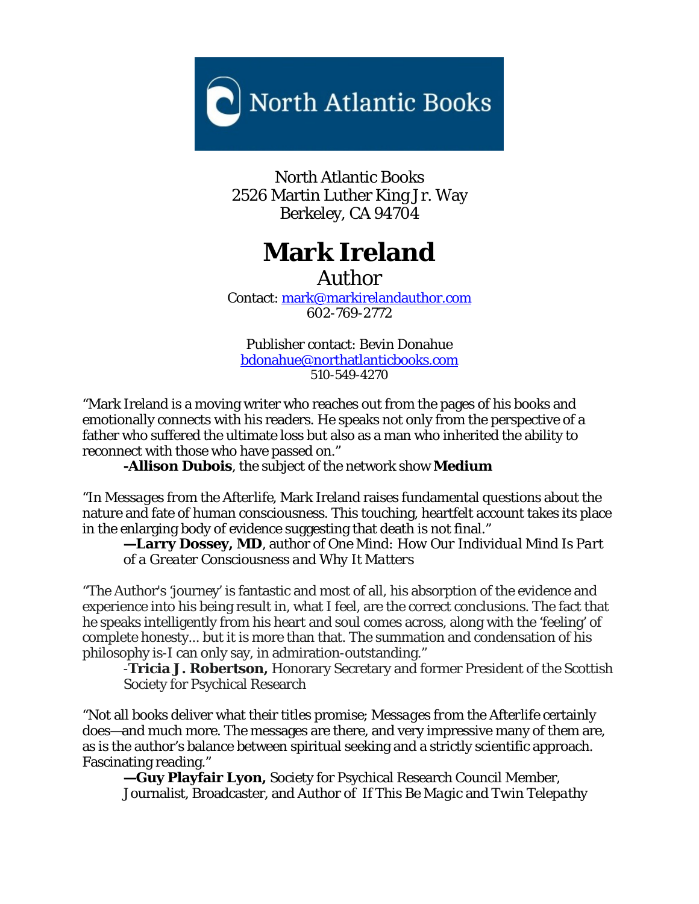North Atlantic Books

North Atlantic Books
2526 Martin Luther King Jr. Way
Berkeley, CA 94704

# Mark Ireland

Author

Contact: mark@markirelandauthor.com
602-769-2772

Publisher contact: Bevin Donahue
bdonahue@northatlanticbooks.com
510-549-4270

"Mark Ireland is a moving writer who reaches out from the pages of his books and emotionally connects with his readers. He speaks not only from the perspective of a father who suffered the ultimate loss but also as a man who inherited the ability to reconnect with those who have passed on."

**-Allison Dubois**, the subject of the network show **Medium**

"In *Messages from the Afterlife*, Mark Ireland raises fundamental questions about the nature and fate of human consciousness. This touching, heartfelt account takes its place in the enlarging body of evidence suggesting that death is not final."

**—Larry Dossey, MD**, author of *One Mind: How Our Individual Mind Is Part of a Greater Consciousness and Why It Matters*

"The Author's 'journey' is fantastic and most of all, his absorption of the evidence and experience into his being result in, what I feel, are the correct conclusions. The fact that he speaks intelligently from his heart and soul comes across, along with the 'feeling' of complete honesty... but it is more than that. The summation and condensation of his philosophy is-I can only say, in admiration-outstanding."

-**Tricia J. Robertson,** Honorary Secretary and former President of the Scottish Society for Psychical Research

"Not all books deliver what their titles promise; *Messages from the Afterlife* certainly does—and much more. The messages are there, and very impressive many of them are, as is the author's balance between spiritual seeking and a strictly scientific approach. Fascinating reading."

**—Guy Playfair Lyon,** Society for Psychical Research Council Member, Journalist, Broadcaster, and Author of *If This Be Magic* and *Twin Telepathy*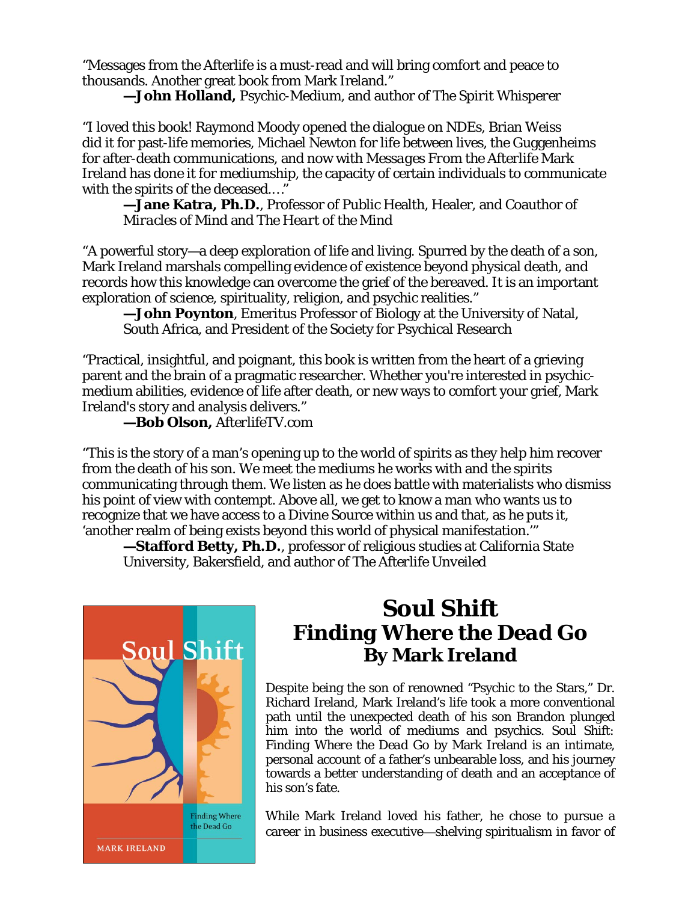"Messages from the Afterlife is a must-read and will bring comfort and peace to thousands. Another great book from Mark Ireland."

**—John Holland,** Psychic-Medium, and author of *The Spirit Whisperer*

"I loved this book! Raymond Moody opened the dialogue on NDEs, Brian Weiss did it for past-life memories, Michael Newton for life between lives, the Guggenheims for after-death communications, and now with *Messages From the Afterlife* Mark Ireland has done it for mediumship, the capacity of certain individuals to communicate with the spirits of the deceased...."

**—Jane Katra, Ph.D.**, Professor of Public Health, Healer, and Coauthor of *Miracles of Mind* and *The Heart of the Mind*

"A powerful story—a deep exploration of life and living. Spurred by the death of a son, Mark Ireland marshals compelling evidence of existence beyond physical death, and records how this knowledge can overcome the grief of the bereaved. It is an important exploration of science, spirituality, religion, and psychic realities."

**—John Poynton**, Emeritus Professor of Biology at the University of Natal, South Africa, and President of the Society for Psychical Research

"Practical, insightful, and poignant, this book is written from the heart of a grieving parent and the brain of a pragmatic researcher. Whether you're interested in psychic-medium abilities, evidence of life after death, or new ways to comfort your grief, Mark Ireland's story and analysis delivers."

**—Bob Olson,** AfterlifeTV.com

"This is the story of a man's opening up to the world of spirits as they help him recover from the death of his son. We meet the mediums he works with and the spirits communicating through them. We listen as he does battle with materialists who dismiss his point of view with contempt. Above all, we get to know a man who wants us to recognize that we have access to a Divine Source within us and that, as he puts it, 'another realm of being exists beyond this world of physical manifestation.'"

**—Stafford Betty, Ph.D.**, professor of religious studies at California State University, Bakersfield, and author of *The Afterlife Unveiled*

# Soul Shift

## *Finding Where the Dead Go*

### By Mark Ireland

Despite being the son of renowned "Psychic to the Stars," Dr. Richard Ireland, Mark Ireland's life took a more conventional path until the unexpected death of his son Brandon plunged him into the world of mediums and psychics. Soul Shift: *Finding Where the Dead Go* by Mark Ireland is an intimate, personal account of a father's unbearable loss, and his journey towards a better understanding of death and an acceptance of his son's fate.

While Mark Ireland loved his father, he chose to pursue a career in business executive—shelving spiritualism in favor of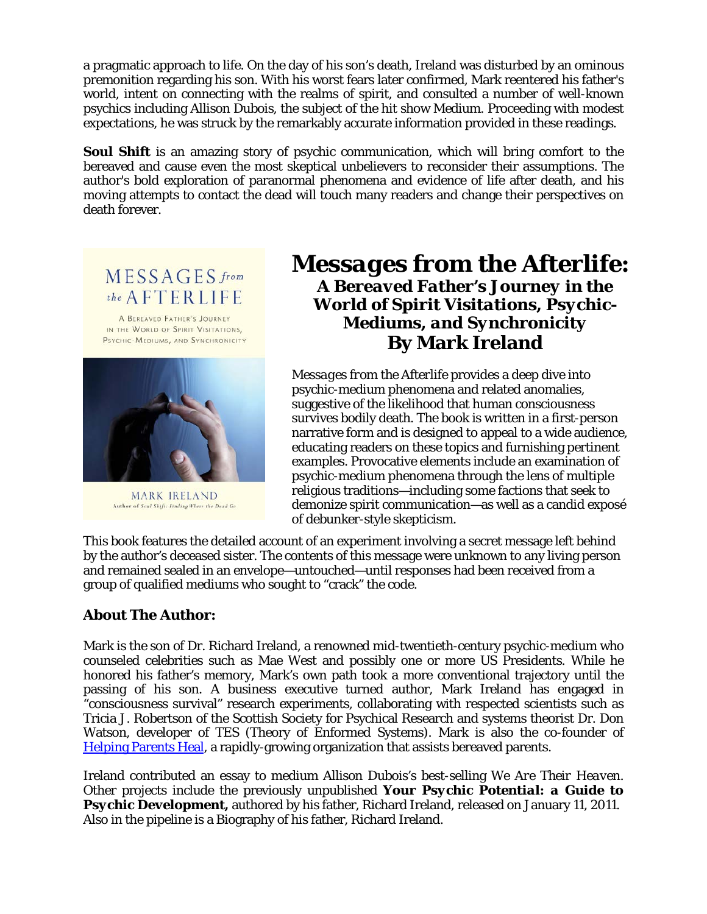a pragmatic approach to life. On the day of his son's death, Ireland was disturbed by an ominous premonition regarding his son. With his worst fears later confirmed, Mark reentered his father's world, intent on connecting with the realms of spirit, and consulted a number of well-known psychics including Allison Dubois, the subject of the hit show Medium. Proceeding with modest expectations, he was struck by the remarkably accurate information provided in these readings.

**Soul Shift** is an amazing story of psychic communication, which will bring comfort to the bereaved and cause even the most skeptical unbelievers to reconsider their assumptions. The author's bold exploration of paranormal phenomena and evidence of life after death, and his moving attempts to contact the dead will touch many readers and change their perspectives on death forever.

# *Messages from the Afterlife:*

## *A Bereaved Father's Journey in the World of Spirit Visitations, Psychic-Mediums, and Synchronicity*

## By Mark Ireland

*Messages from the Afterlife* provides a deep dive into psychic-medium phenomena and related anomalies, suggestive of the likelihood that human consciousness survives bodily death. The book is written in a first-person narrative form and is designed to appeal to a wide audience, educating readers on these topics and furnishing pertinent examples. Provocative elements include an examination of psychic-medium phenomena through the lens of multiple religious traditions—including some factions that seek to demonize spirit communication—as well as a candid exposé of debunker-style skepticism.

This book features the detailed account of an experiment involving a secret message left behind by the author's deceased sister. The contents of this message were unknown to any living person and remained sealed in an envelope—untouched—until responses had been received from a group of qualified mediums who sought to "crack" the code.

### About The Author:

Mark is the son of Dr. Richard Ireland, a renowned mid-twentieth-century psychic-medium who counseled celebrities such as Mae West and possibly one or more US Presidents. While he honored his father's memory, Mark's own path took a more conventional trajectory until the passing of his son. A business executive turned author, Mark Ireland has engaged in "consciousness survival" research experiments, collaborating with respected scientists such as Tricia J. Robertson of the Scottish Society for Psychical Research and systems theorist Dr. Don Watson, developer of TES (Theory of Enformed Systems). Mark is also the co-founder of Helping Parents Heal, a rapidly-growing organization that assists bereaved parents.

Ireland contributed an essay to medium Allison Dubois's best-selling *We Are Their Heaven*. Other projects include the previously unpublished **Your Psychic Potential: a Guide to Psychic Development,** authored by his father, Richard Ireland, released on January 11, 2011. Also in the pipeline is a Biography of his father, Richard Ireland.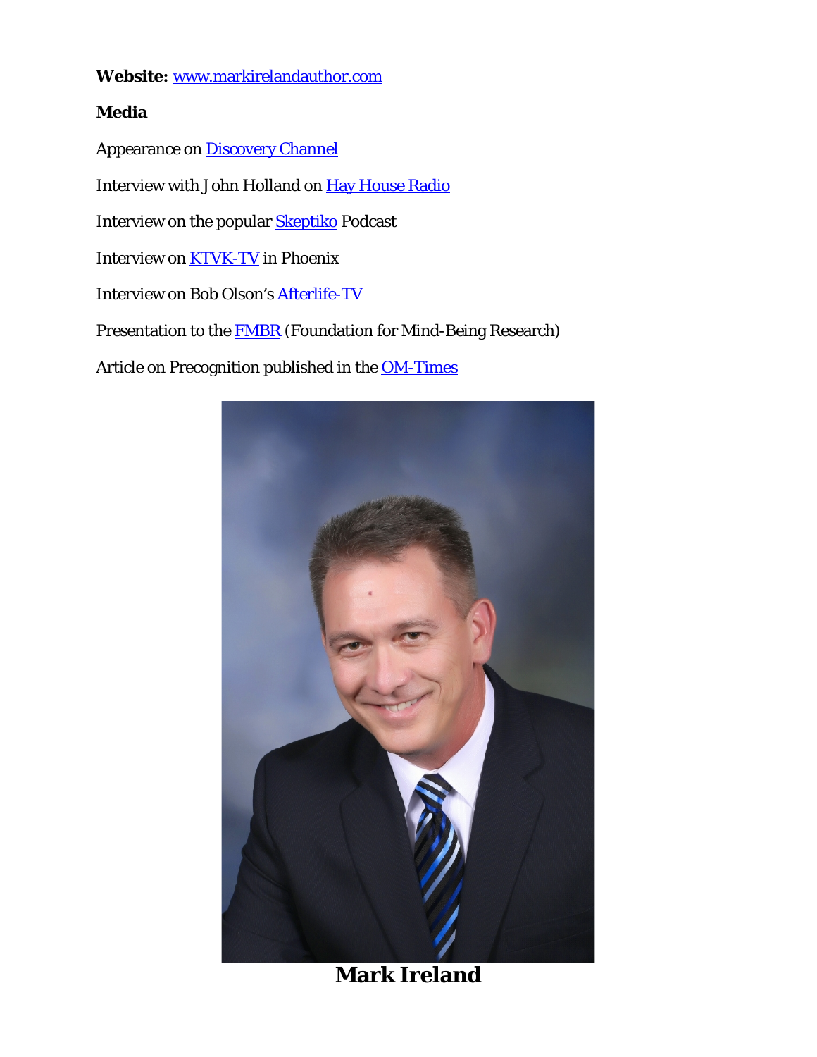**Website:** [www.markirelandauthor.com](www.markirelandauthor.com)

## Media

Appearance on [Discovery Channel]()

Interview with John Holland on [Hay House Radio]()

Interview on the popular [Skeptiko]() Podcast

Interview on [KTVK-TV]() in Phoenix

Interview on Bob Olson's [Afterlife-TV]()

Presentation to the [FMBR]() (Foundation for Mind-Being Research)

Article on Precognition published in the [OM-Times]()

**Mark Ireland**